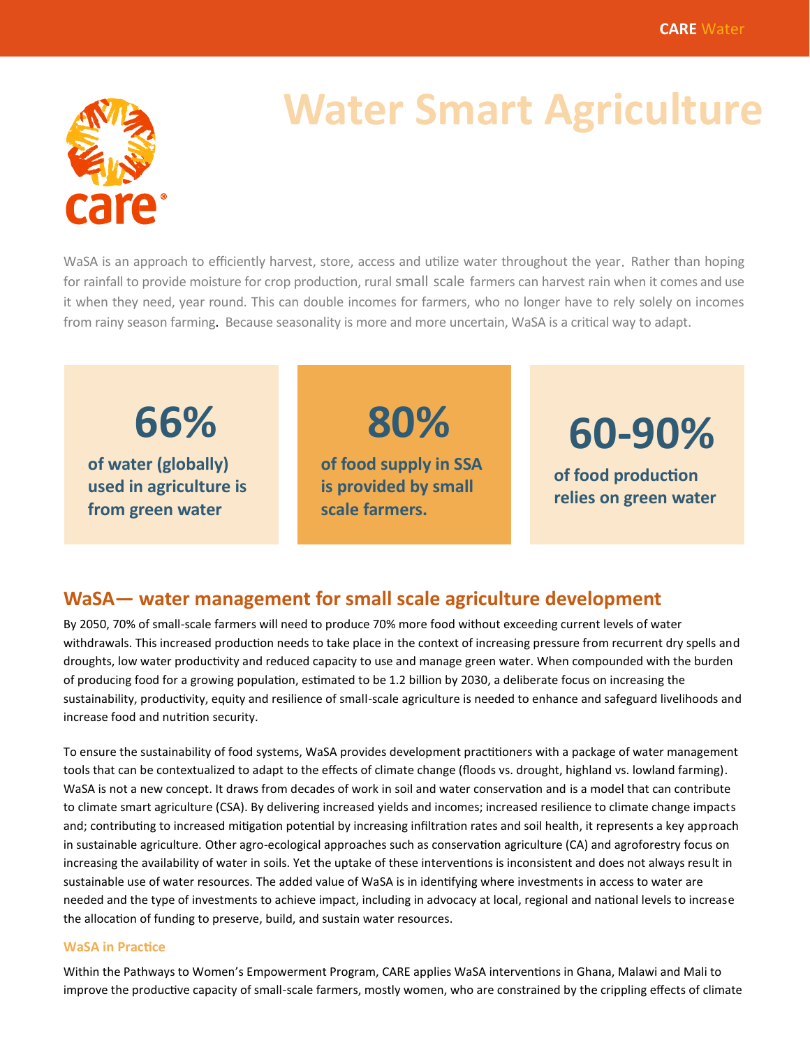# Water Smart Agriculture

WaSA is an approach to efficiently harvest, store, access and utilize water throughout the year. Rather than hoping for rainfall to provide moisture for crop production, rural small scale farmers can harvest rain when it comes and use it when they need, year round. This can double incomes for farmers, who no longer have to rely solely on incomes from rainy season farming. Because seasonality is more and more uncertain, WaSA is a critical way to adapt.

**66%**
**of water (globally) used in agriculture is from green water**

**80%**
**of food supply in SSA is provided by small scale farmers.**

**60-90%**
**of food production relies on green water**

## WaSA— water management for small scale agriculture development

By 2050, 70% of small-scale farmers will need to produce 70% more food without exceeding current levels of water withdrawals. This increased production needs to take place in the context of increasing pressure from recurrent dry spells and droughts, low water productivity and reduced capacity to use and manage green water. When compounded with the burden of producing food for a growing population, estimated to be 1.2 billion by 2030, a deliberate focus on increasing the sustainability, productivity, equity and resilience of small-scale agriculture is needed to enhance and safeguard livelihoods and increase food and nutrition security.

To ensure the sustainability of food systems, WaSA provides development practitioners with a package of water management tools that can be contextualized to adapt to the effects of climate change (floods vs. drought, highland vs. lowland farming). WaSA is not a new concept. It draws from decades of work in soil and water conservation and is a model that can contribute to climate smart agriculture (CSA). By delivering increased yields and incomes; increased resilience to climate change impacts and; contributing to increased mitigation potential by increasing infiltration rates and soil health, it represents a key approach in sustainable agriculture. Other agro-ecological approaches such as conservation agriculture (CA) and agroforestry focus on increasing the availability of water in soils. Yet the uptake of these interventions is inconsistent and does not always result in sustainable use of water resources. The added value of WaSA is in identifying where investments in access to water are needed and the type of investments to achieve impact, including in advocacy at local, regional and national levels to increase the allocation of funding to preserve, build, and sustain water resources.

### WaSA in Practice

Within the Pathways to Women's Empowerment Program, CARE applies WaSA interventions in Ghana, Malawi and Mali to improve the productive capacity of small-scale farmers, mostly women, who are constrained by the crippling effects of climate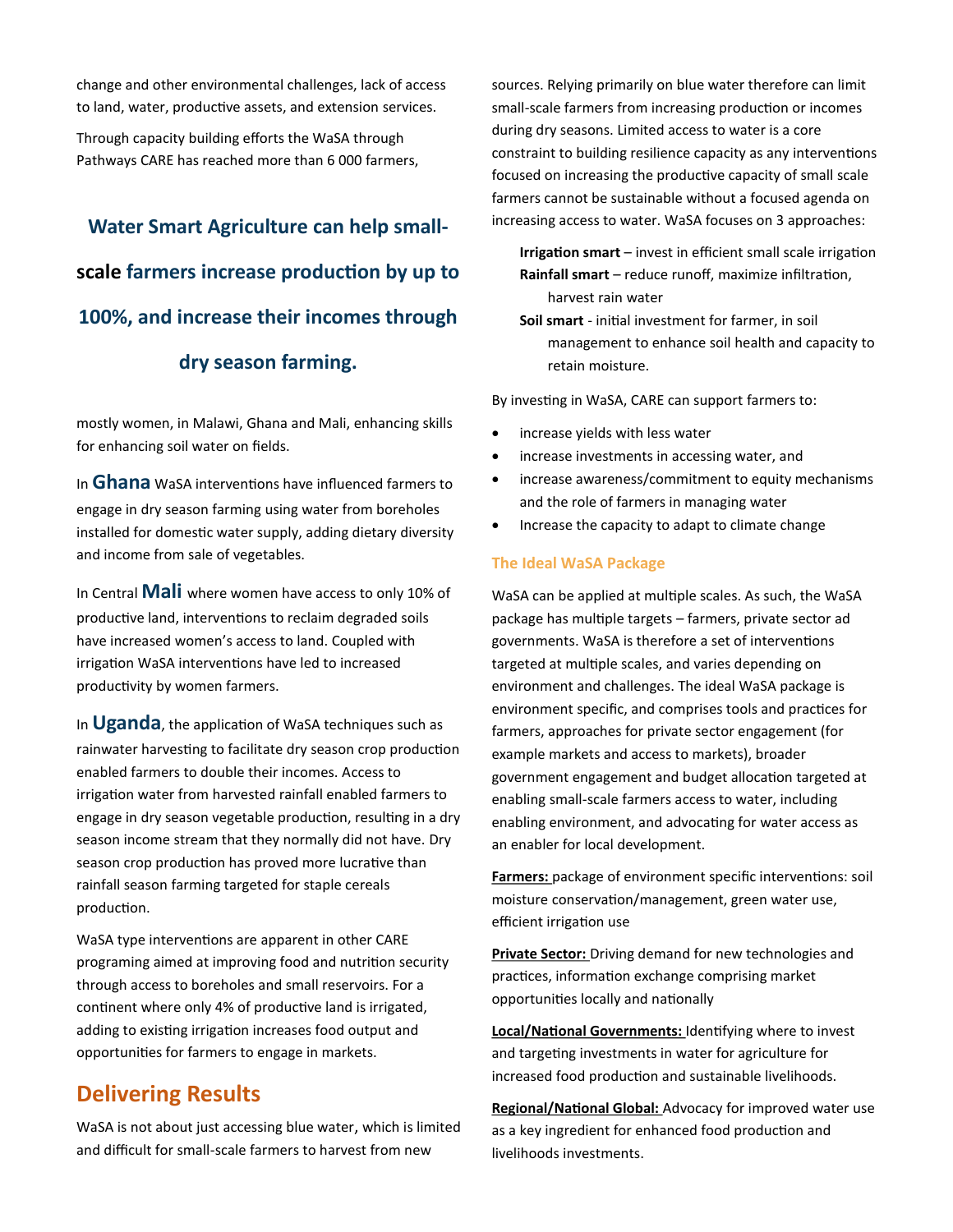change and other environmental challenges, lack of access to land, water, productive assets, and extension services.

Through capacity building efforts the WaSA through Pathways CARE has reached more than 6 000 farmers, mostly women, in Malawi, Ghana and Mali, enhancing skills for enhancing soil water on fields.

**Water Smart Agriculture can help small-scale farmers increase production by up to 100%, and increase their incomes through dry season farming.**

In **Ghana** WaSA interventions have influenced farmers to engage in dry season farming using water from boreholes installed for domestic water supply, adding dietary diversity and income from sale of vegetables.

In Central **Mali** where women have access to only 10% of productive land, interventions to reclaim degraded soils have increased women's access to land. Coupled with irrigation WaSA interventions have led to increased productivity by women farmers.

In **Uganda**, the application of WaSA techniques such as rainwater harvesting to facilitate dry season crop production enabled farmers to double their incomes. Access to irrigation water from harvested rainfall enabled farmers to engage in dry season vegetable production, resulting in a dry season income stream that they normally did not have. Dry season crop production has proved more lucrative than rainfall season farming targeted for staple cereals production.

WaSA type interventions are apparent in other CARE programing aimed at improving food and nutrition security through access to boreholes and small reservoirs. For a continent where only 4% of productive land is irrigated, adding to existing irrigation increases food output and opportunities for farmers to engage in markets.

## Delivering Results

WaSA is not about just accessing blue water, which is limited and difficult for small-scale farmers to harvest from new sources. Relying primarily on blue water therefore can limit small-scale farmers from increasing production or incomes during dry seasons. Limited access to water is a core constraint to building resilience capacity as any interventions focused on increasing the productive capacity of small scale farmers cannot be sustainable without a focused agenda on increasing access to water. WaSA focuses on 3 approaches:

- **Irrigation smart** – invest in efficient small scale irrigation
- **Rainfall smart** – reduce runoff, maximize infiltration, harvest rain water
- **Soil smart** - initial investment for farmer, in soil management to enhance soil health and capacity to retain moisture.

By investing in WaSA, CARE can support farmers to:

- increase yields with less water
- increase investments in accessing water, and
- increase awareness/commitment to equity mechanisms and the role of farmers in managing water
- Increase the capacity to adapt to climate change

### The Ideal WaSA Package

WaSA can be applied at multiple scales. As such, the WaSA package has multiple targets – farmers, private sector ad governments. WaSA is therefore a set of interventions targeted at multiple scales, and varies depending on environment and challenges. The ideal WaSA package is environment specific, and comprises tools and practices for farmers, approaches for private sector engagement (for example markets and access to markets), broader government engagement and budget allocation targeted at enabling small-scale farmers access to water, including enabling environment, and advocating for water access as an enabler for local development.

**Farmers:** package of environment specific interventions: soil moisture conservation/management, green water use, efficient irrigation use

**Private Sector:** Driving demand for new technologies and practices, information exchange comprising market opportunities locally and nationally

**Local/National Governments:** Identifying where to invest and targeting investments in water for agriculture for increased food production and sustainable livelihoods.

**Regional/National Global:** Advocacy for improved water use as a key ingredient for enhanced food production and livelihoods investments.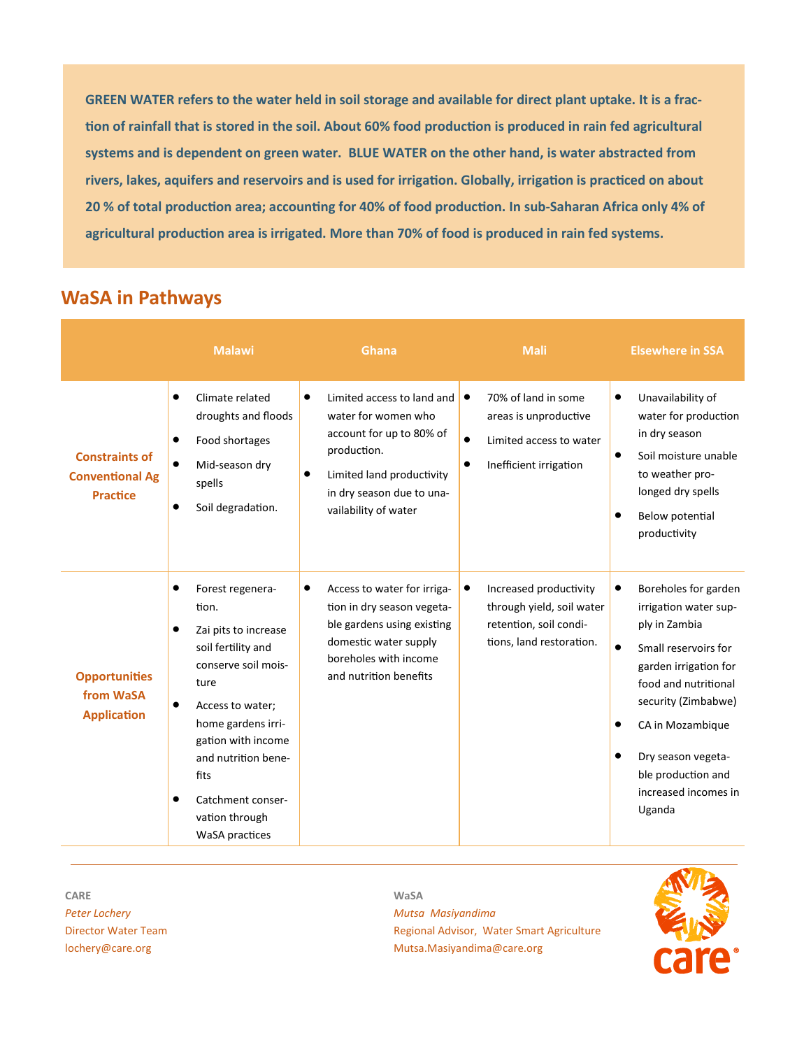**GREEN WATER refers to the water held in soil storage and available for direct plant uptake. It is a fraction of rainfall that is stored in the soil. About 60% food production is produced in rain fed agricultural systems and is dependent on green water. BLUE WATER on the other hand, is water abstracted from rivers, lakes, aquifers and reservoirs and is used for irrigation. Globally, irrigation is practiced on about 20 % of total production area; accounting for 40% of food production. In sub-Saharan Africa only 4% of agricultural production area is irrigated. More than 70% of food is produced in rain fed systems.**

## WaSA in Pathways

| | Malawi | Ghana | Mali | Elsewhere in SSA |
|---|---|---|---|---|
| **Constraints of Conventional Ag Practice** | • Climate related droughts and floods<br>• Food shortages<br>• Mid-season dry spells<br>• Soil degradation. | • Limited access to land and water for women who account for up to 80% of production.<br>• Limited land productivity in dry season due to unavailability of water | • 70% of land in some areas is unproductive<br>• Limited access to water<br>• Inefficient irrigation | • Unavailability of water for production in dry season<br>• Soil moisture unable to weather prolonged dry spells<br>• Below potential productivity |
| **Opportunities from WaSA Application** | • Forest regeneration.<br>• Zai pits to increase soil fertility and conserve soil moisture<br>• Access to water; home gardens irrigation with income and nutrition benefits<br>• Catchment conservation through WaSA practices | • Access to water for irrigation in dry season vegetable gardens using existing domestic water supply boreholes with income and nutrition benefits | • Increased productivity through yield, soil water retention, soil conditions, land restoration. | • Boreholes for garden irrigation water supply in Zambia<br>• Small reservoirs for garden irrigation for food and nutritional security (Zimbabwe)<br>• CA in Mozambique<br>• Dry season vegetable production and increased incomes in Uganda |

**CARE**
*Peter Lochery*
Director Water Team
lochery@care.org

**WaSA**
*Mutsa Masiyandima*
Regional Advisor, Water Smart Agriculture
Mutsa.Masiyandima@care.org

care®